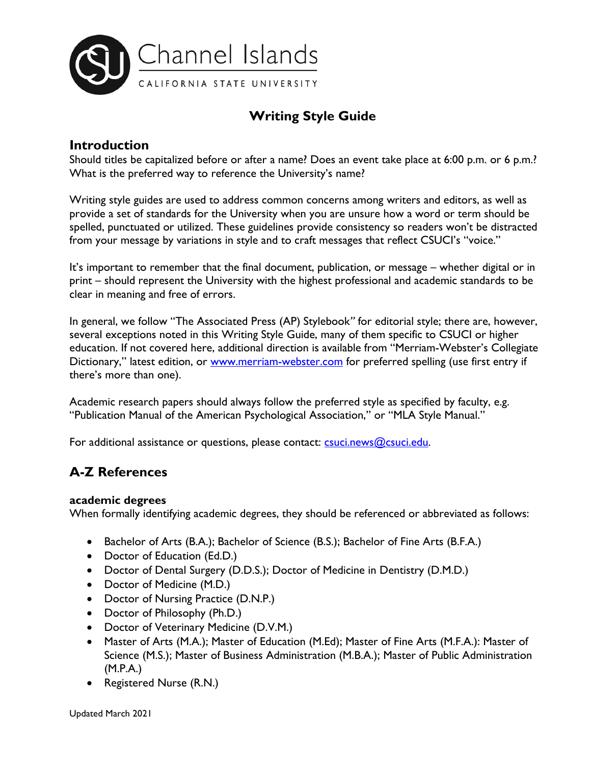Channel Islands

CALIFORNIA STATE UNIVERSITY

# Writing Style Guide

## Introduction

Should titles be capitalized before or after a name? Does an event take place at 6:00 p.m. or 6 p.m.? What is the preferred way to reference the University's name?

Writing style guides are used to address common concerns among writers and editors, as well as provide a set of standards for the University when you are unsure how a word or term should be spelled, punctuated or utilized. These guidelines provide consistency so readers won't be distracted from your message by variations in style and to craft messages that reflect CSUCI's "voice."

It's important to remember that the final document, publication, or message – whether digital or in print – should represent the University with the highest professional and academic standards to be clear in meaning and free of errors.

In general, we follow "The Associated Press (AP) Stylebook" for editorial style; there are, however, several exceptions noted in this Writing Style Guide, many of them specific to CSUCI or higher education. If not covered here, additional direction is available from "Merriam-Webster's Collegiate Dictionary," latest edition, or [www.merriam-webster.com](http://www.merriam-webster.com) for preferred spelling (use first entry if there's more than one).

Academic research papers should always follow the preferred style as specified by faculty, e.g. "Publication Manual of the American Psychological Association," or "MLA Style Manual."

For additional assistance or questions, please contact: [csuci.news@csuci.edu](mailto:csuci.news@csuci.edu).

## A-Z References

**academic degrees**

When formally identifying academic degrees, they should be referenced or abbreviated as follows:

- Bachelor of Arts (B.A.); Bachelor of Science (B.S.); Bachelor of Fine Arts (B.F.A.)
- Doctor of Education (Ed.D.)
- Doctor of Dental Surgery (D.D.S.); Doctor of Medicine in Dentistry (D.M.D.)
- Doctor of Medicine (M.D.)
- Doctor of Nursing Practice (D.N.P.)
- Doctor of Philosophy (Ph.D.)
- Doctor of Veterinary Medicine (D.V.M.)
- Master of Arts (M.A.); Master of Education (M.Ed); Master of Fine Arts (M.F.A.): Master of Science (M.S.); Master of Business Administration (M.B.A.); Master of Public Administration (M.P.A.)
- Registered Nurse (R.N.)

Updated March 2021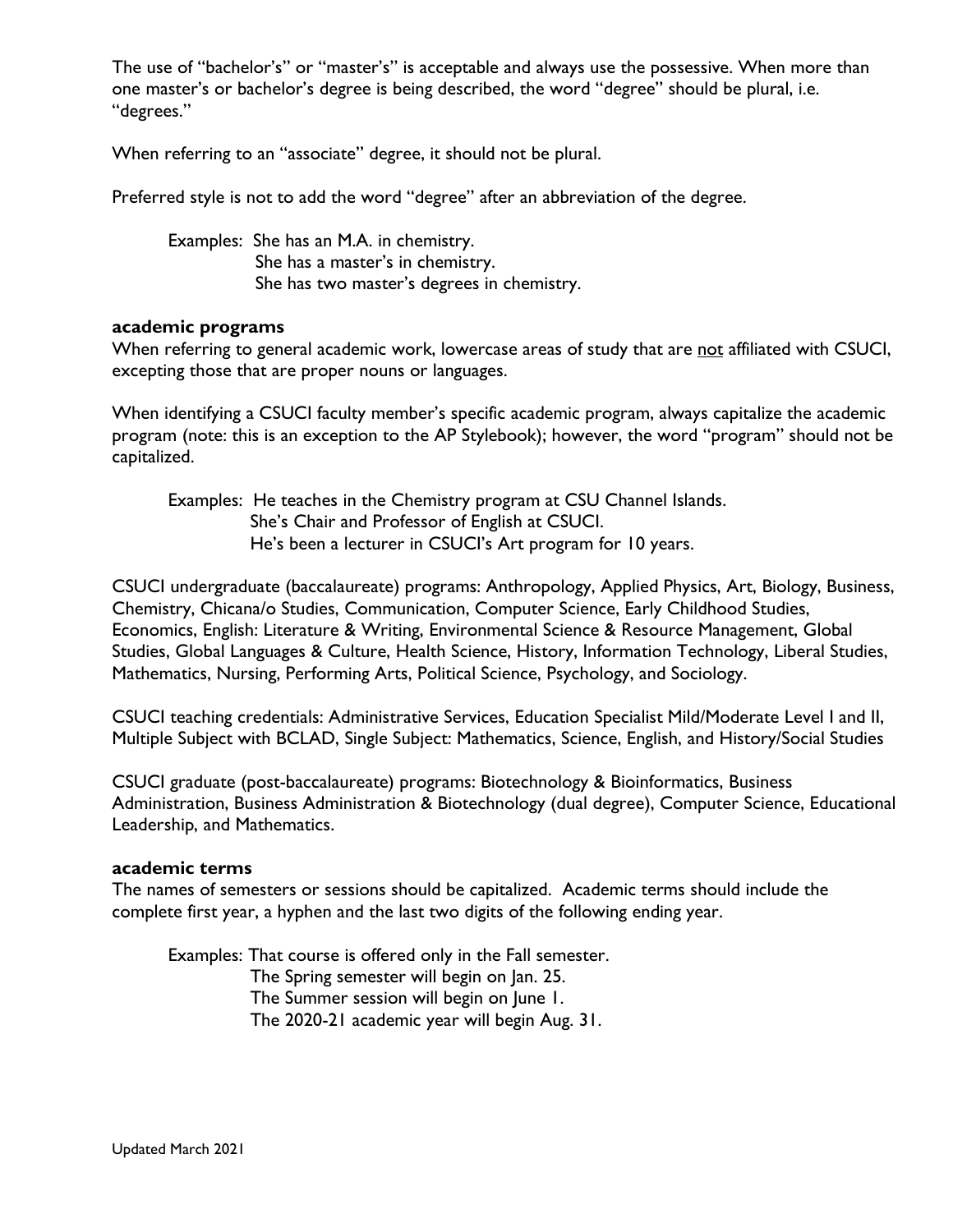The use of "bachelor's" or "master's" is acceptable and always use the possessive. When more than one master's or bachelor's degree is being described, the word "degree" should be plural, i.e. "degrees."

When referring to an "associate" degree, it should not be plural.

Preferred style is not to add the word "degree" after an abbreviation of the degree.

Examples: She has an M.A. in chemistry.
She has a master's in chemistry.
She has two master's degrees in chemistry.

**academic programs**

When referring to general academic work, lowercase areas of study that are <u>not</u> affiliated with CSUCI, excepting those that are proper nouns or languages.

When identifying a CSUCI faculty member's specific academic program, always capitalize the academic program (note: this is an exception to the AP Stylebook); however, the word "program" should not be capitalized.

Examples: He teaches in the Chemistry program at CSU Channel Islands.
She's Chair and Professor of English at CSUCI.
He's been a lecturer in CSUCI's Art program for 10 years.

CSUCI undergraduate (baccalaureate) programs: Anthropology, Applied Physics, Art, Biology, Business, Chemistry, Chicana/o Studies, Communication, Computer Science, Early Childhood Studies, Economics, English: Literature & Writing, Environmental Science & Resource Management, Global Studies, Global Languages & Culture, Health Science, History, Information Technology, Liberal Studies, Mathematics, Nursing, Performing Arts, Political Science, Psychology, and Sociology.

CSUCI teaching credentials: Administrative Services, Education Specialist Mild/Moderate Level I and II, Multiple Subject with BCLAD, Single Subject: Mathematics, Science, English, and History/Social Studies

CSUCI graduate (post-baccalaureate) programs: Biotechnology & Bioinformatics, Business Administration, Business Administration & Biotechnology (dual degree), Computer Science, Educational Leadership, and Mathematics.

**academic terms**

The names of semesters or sessions should be capitalized. Academic terms should include the complete first year, a hyphen and the last two digits of the following ending year.

Examples: That course is offered only in the Fall semester.
The Spring semester will begin on Jan. 25.
The Summer session will begin on June 1.
The 2020-21 academic year will begin Aug. 31.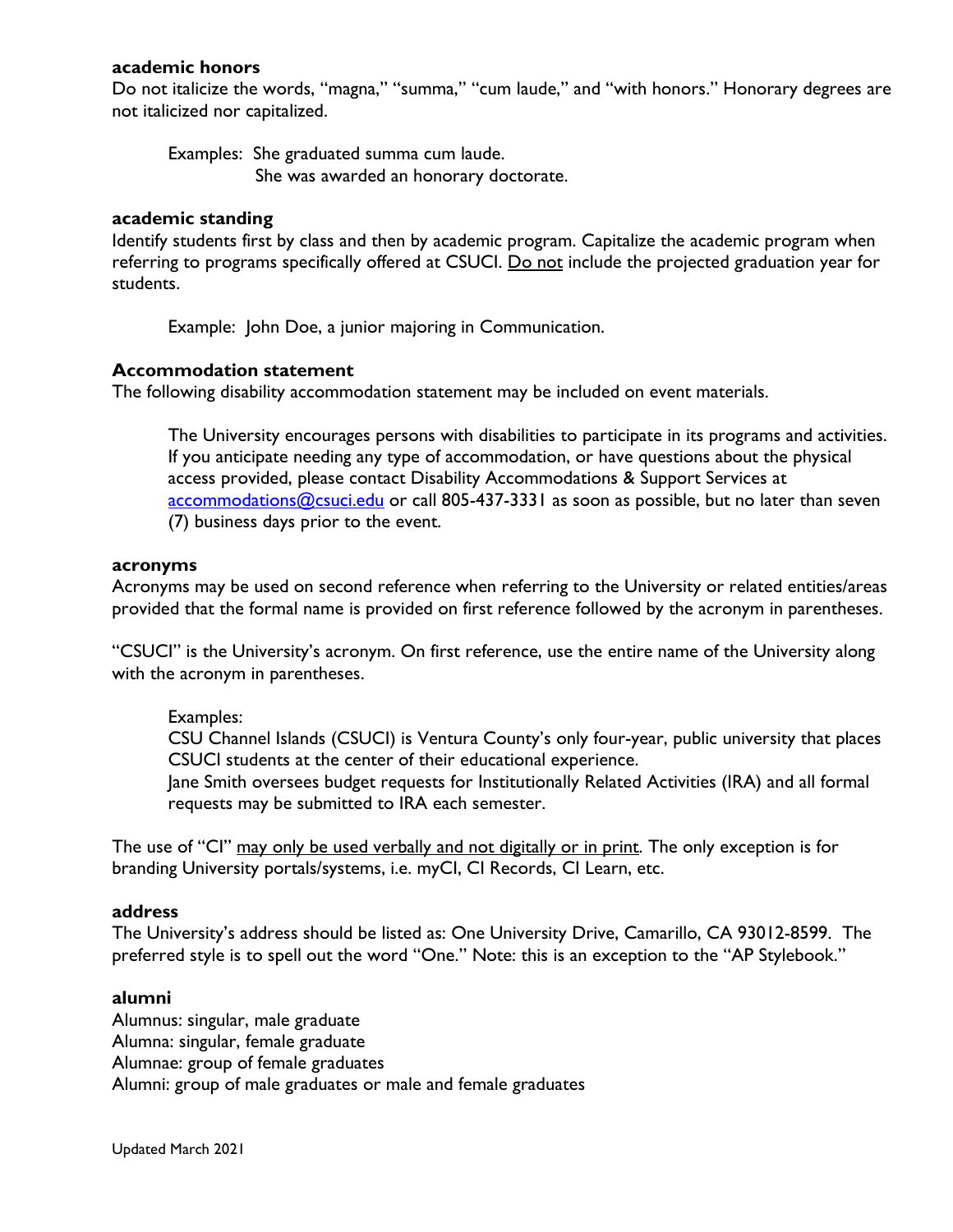**academic honors**

Do not italicize the words, "magna," "summa," "cum laude," and "with honors." Honorary degrees are not italicized nor capitalized.

> Examples: She graduated summa cum laude.
> She was awarded an honorary doctorate.

**academic standing**

Identify students first by class and then by academic program. Capitalize the academic program when referring to programs specifically offered at CSUCI. <u>Do not</u> include the projected graduation year for students.

> Example: John Doe, a junior majoring in Communication.

**Accommodation statement**

The following disability accommodation statement may be included on event materials.

> The University encourages persons with disabilities to participate in its programs and activities. If you anticipate needing any type of accommodation, or have questions about the physical access provided, please contact Disability Accommodations & Support Services at accommodations@csuci.edu or call 805-437-3331 as soon as possible, but no later than seven (7) business days prior to the event.

**acronyms**

Acronyms may be used on second reference when referring to the University or related entities/areas provided that the formal name is provided on first reference followed by the acronym in parentheses.

"CSUCI" is the University's acronym. On first reference, use the entire name of the University along with the acronym in parentheses.

> Examples:
> CSU Channel Islands (CSUCI) is Ventura County's only four-year, public university that places CSUCI students at the center of their educational experience.
> Jane Smith oversees budget requests for Institutionally Related Activities (IRA) and all formal requests may be submitted to IRA each semester.

The use of "CI" <u>may only be used verbally and not digitally or in print</u>. The only exception is for branding University portals/systems, i.e. myCI, CI Records, CI Learn, etc.

**address**

The University's address should be listed as: One University Drive, Camarillo, CA 93012-8599. The preferred style is to spell out the word "One." Note: this is an exception to the "AP Stylebook."

**alumni**

Alumnus: singular, male graduate
Alumna: singular, female graduate
Alumnae: group of female graduates
Alumni: group of male graduates or male and female graduates

Updated March 2021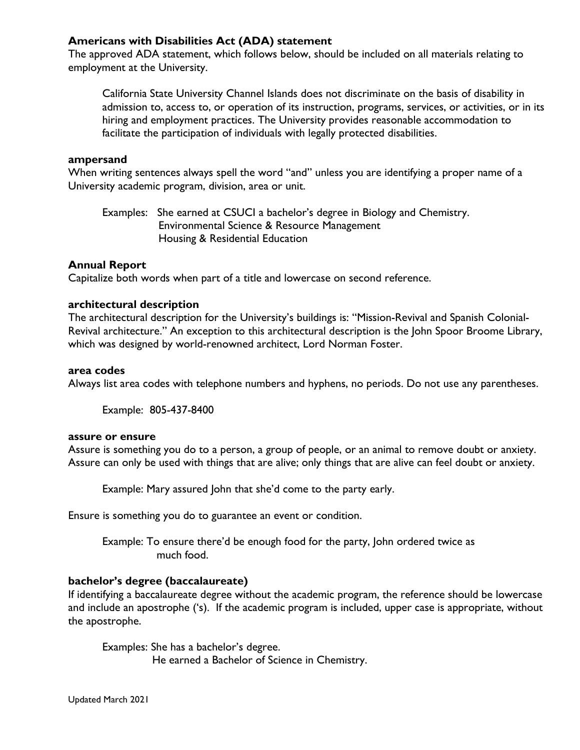**Americans with Disabilities Act (ADA) statement**
The approved ADA statement, which follows below, should be included on all materials relating to employment at the University.

> California State University Channel Islands does not discriminate on the basis of disability in admission to, access to, or operation of its instruction, programs, services, or activities, or in its hiring and employment practices. The University provides reasonable accommodation to facilitate the participation of individuals with legally protected disabilities.

**ampersand**
When writing sentences always spell the word "and" unless you are identifying a proper name of a University academic program, division, area or unit.

Examples: She earned at CSUCI a bachelor's degree in Biology and Chemistry.
Environmental Science & Resource Management
Housing & Residential Education

**Annual Report**
Capitalize both words when part of a title and lowercase on second reference.

**architectural description**
The architectural description for the University's buildings is: "Mission-Revival and Spanish Colonial-Revival architecture." An exception to this architectural description is the John Spoor Broome Library, which was designed by world-renowned architect, Lord Norman Foster.

**area codes**
Always list area codes with telephone numbers and hyphens, no periods. Do not use any parentheses.

Example: 805-437-8400

**assure or ensure**
Assure is something you do to a person, a group of people, or an animal to remove doubt or anxiety. Assure can only be used with things that are alive; only things that are alive can feel doubt or anxiety.

Example: Mary assured John that she'd come to the party early.

Ensure is something you do to guarantee an event or condition.

Example: To ensure there'd be enough food for the party, John ordered twice as much food.

**bachelor's degree (baccalaureate)**
If identifying a baccalaureate degree without the academic program, the reference should be lowercase and include an apostrophe ('s). If the academic program is included, upper case is appropriate, without the apostrophe.

Examples: She has a bachelor's degree.
He earned a Bachelor of Science in Chemistry.

Updated March 2021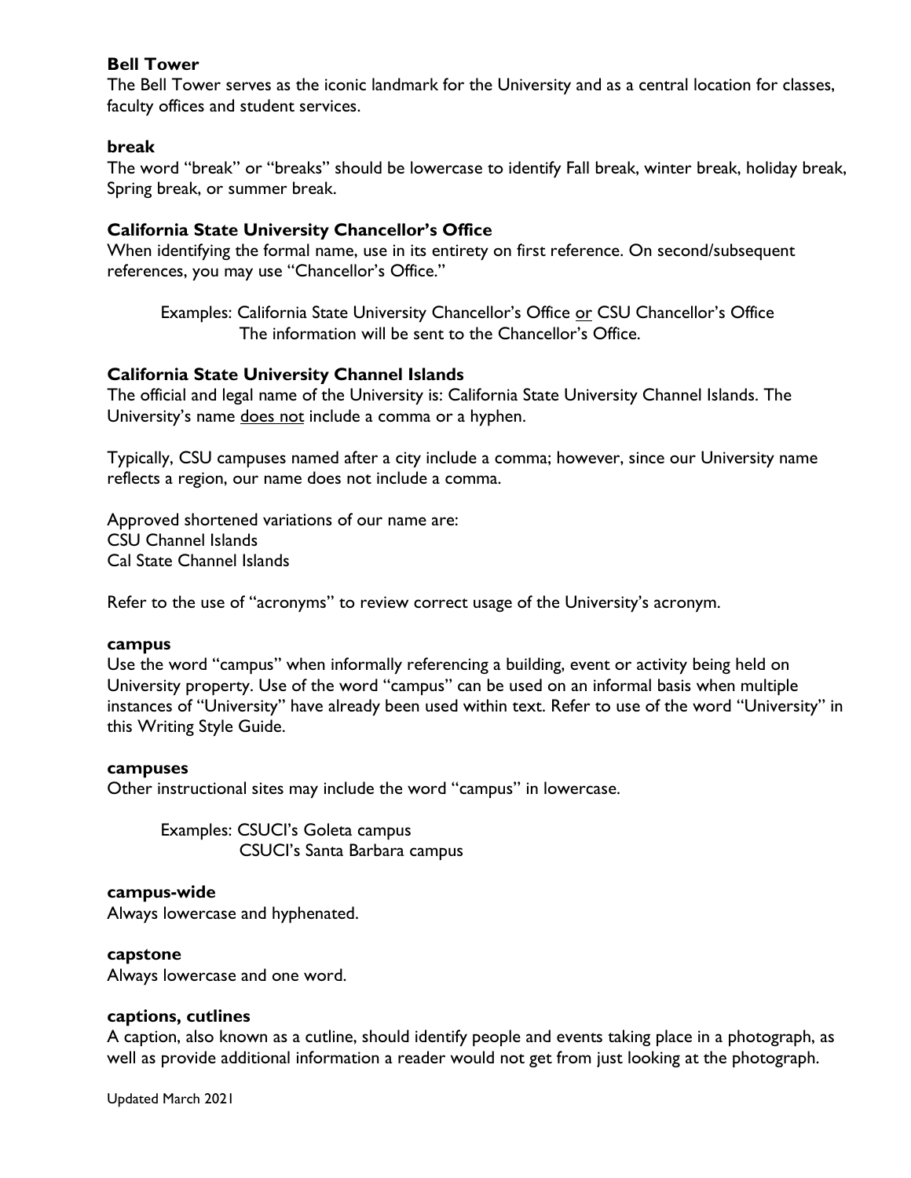**Bell Tower**
The Bell Tower serves as the iconic landmark for the University and as a central location for classes, faculty offices and student services.

**break**
The word "break" or "breaks" should be lowercase to identify Fall break, winter break, holiday break, Spring break, or summer break.

**California State University Chancellor's Office**
When identifying the formal name, use in its entirety on first reference. On second/subsequent references, you may use "Chancellor's Office."

> Examples: California State University Chancellor's Office <u>or</u> CSU Chancellor's Office
> The information will be sent to the Chancellor's Office.

**California State University Channel Islands**
The official and legal name of the University is: California State University Channel Islands. The University's name <u>does not</u> include a comma or a hyphen.

Typically, CSU campuses named after a city include a comma; however, since our University name reflects a region, our name does not include a comma.

Approved shortened variations of our name are:
CSU Channel Islands
Cal State Channel Islands

Refer to the use of "acronyms" to review correct usage of the University's acronym.

**campus**
Use the word "campus" when informally referencing a building, event or activity being held on University property. Use of the word "campus" can be used on an informal basis when multiple instances of "University" have already been used within text. Refer to use of the word "University" in this Writing Style Guide.

**campuses**
Other instructional sites may include the word "campus" in lowercase.

> Examples: CSUCI's Goleta campus
> CSUCI's Santa Barbara campus

**campus-wide**
Always lowercase and hyphenated.

**capstone**
Always lowercase and one word.

**captions, cutlines**
A caption, also known as a cutline, should identify people and events taking place in a photograph, as well as provide additional information a reader would not get from just looking at the photograph.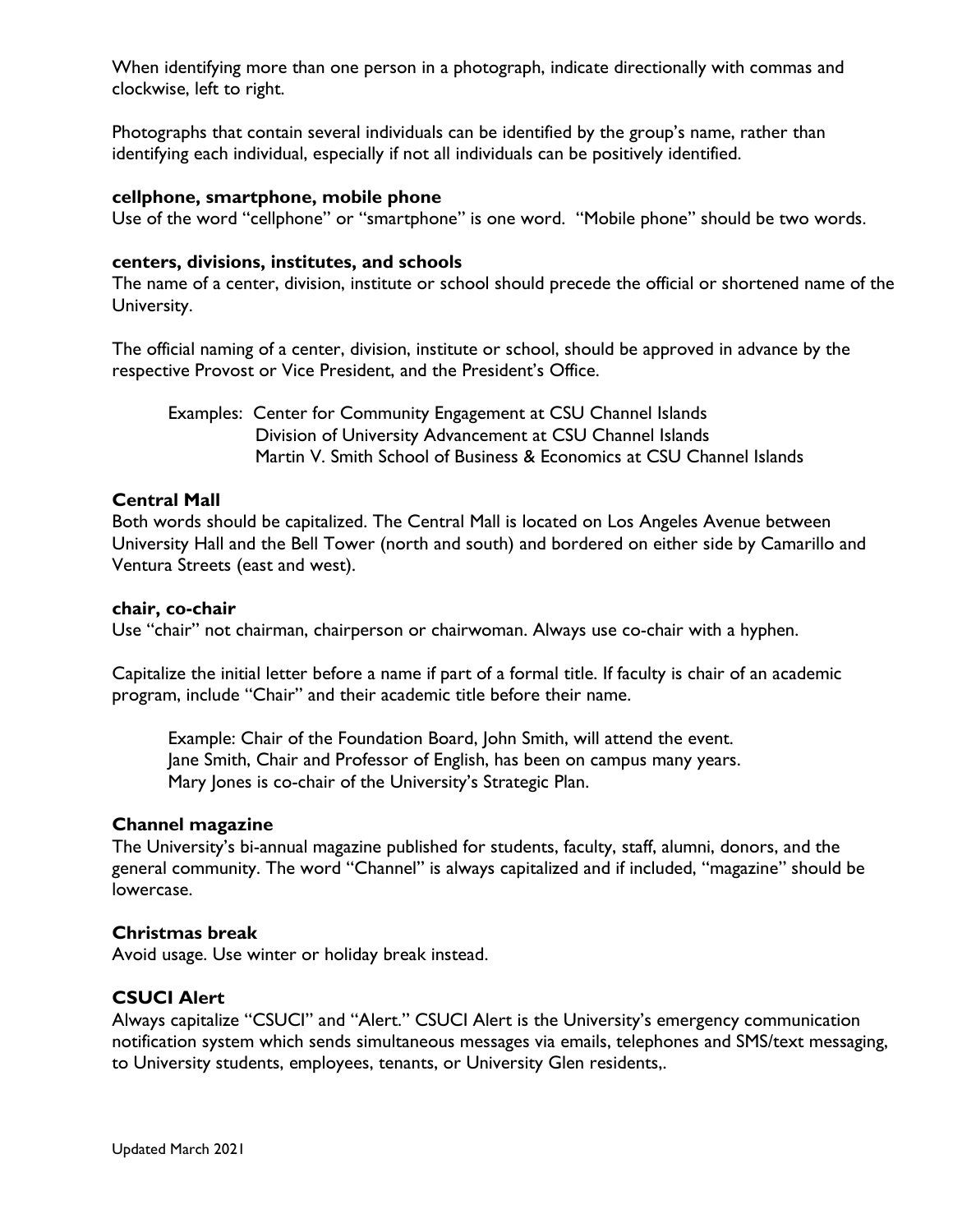When identifying more than one person in a photograph, indicate directionally with commas and clockwise, left to right.

Photographs that contain several individuals can be identified by the group's name, rather than identifying each individual, especially if not all individuals can be positively identified.

**cellphone, smartphone, mobile phone**
Use of the word "cellphone" or "smartphone" is one word. "Mobile phone" should be two words.

**centers, divisions, institutes, and schools**
The name of a center, division, institute or school should precede the official or shortened name of the University.

The official naming of a center, division, institute or school, should be approved in advance by the respective Provost or Vice President, and the President's Office.

Examples: Center for Community Engagement at CSU Channel Islands
Division of University Advancement at CSU Channel Islands
Martin V. Smith School of Business & Economics at CSU Channel Islands

**Central Mall**
Both words should be capitalized. The Central Mall is located on Los Angeles Avenue between University Hall and the Bell Tower (north and south) and bordered on either side by Camarillo and Ventura Streets (east and west).

**chair, co-chair**
Use "chair" not chairman, chairperson or chairwoman. Always use co-chair with a hyphen.

Capitalize the initial letter before a name if part of a formal title. If faculty is chair of an academic program, include "Chair" and their academic title before their name.

Example: Chair of the Foundation Board, John Smith, will attend the event.
Jane Smith, Chair and Professor of English, has been on campus many years.
Mary Jones is co-chair of the University's Strategic Plan.

**Channel magazine**
The University's bi-annual magazine published for students, faculty, staff, alumni, donors, and the general community. The word "Channel" is always capitalized and if included, "magazine" should be lowercase.

**Christmas break**
Avoid usage. Use winter or holiday break instead.

**CSUCI Alert**
Always capitalize "CSUCI" and "Alert." CSUCI Alert is the University's emergency communication notification system which sends simultaneous messages via emails, telephones and SMS/text messaging, to University students, employees, tenants, or University Glen residents,.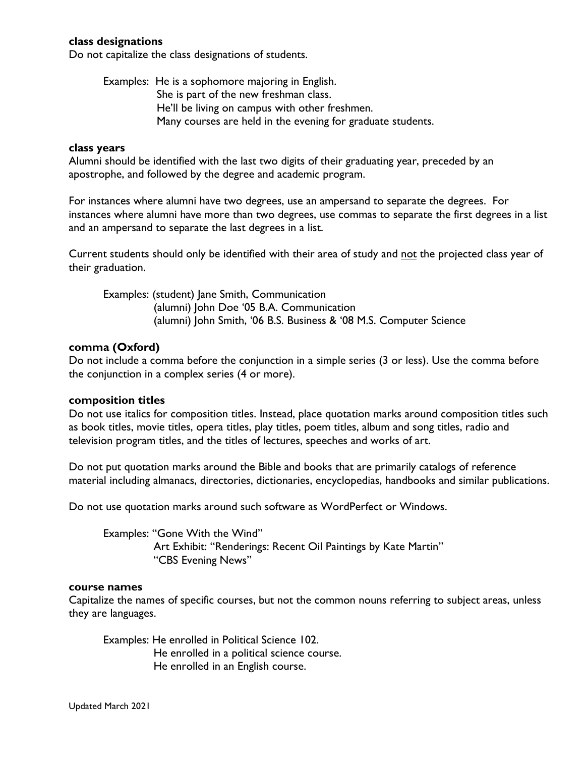**class designations**

Do not capitalize the class designations of students.

> Examples: He is a sophomore majoring in English.
> She is part of the new freshman class.
> He'll be living on campus with other freshmen.
> Many courses are held in the evening for graduate students.

**class years**

Alumni should be identified with the last two digits of their graduating year, preceded by an apostrophe, and followed by the degree and academic program.

For instances where alumni have two degrees, use an ampersand to separate the degrees. For instances where alumni have more than two degrees, use commas to separate the first degrees in a list and an ampersand to separate the last degrees in a list.

Current students should only be identified with their area of study and <u>not</u> the projected class year of their graduation.

> Examples: (student) Jane Smith, Communication
> (alumni) John Doe '05 B.A. Communication
> (alumni) John Smith, '06 B.S. Business & '08 M.S. Computer Science

**comma (Oxford)**

Do not include a comma before the conjunction in a simple series (3 or less). Use the comma before the conjunction in a complex series (4 or more).

**composition titles**

Do not use italics for composition titles. Instead, place quotation marks around composition titles such as book titles, movie titles, opera titles, play titles, poem titles, album and song titles, radio and television program titles, and the titles of lectures, speeches and works of art.

Do not put quotation marks around the Bible and books that are primarily catalogs of reference material including almanacs, directories, dictionaries, encyclopedias, handbooks and similar publications.

Do not use quotation marks around such software as WordPerfect or Windows.

> Examples: "Gone With the Wind"
> Art Exhibit: "Renderings: Recent Oil Paintings by Kate Martin"
> "CBS Evening News"

**course names**

Capitalize the names of specific courses, but not the common nouns referring to subject areas, unless they are languages.

> Examples: He enrolled in Political Science 102.
> He enrolled in a political science course.
> He enrolled in an English course.

Updated March 2021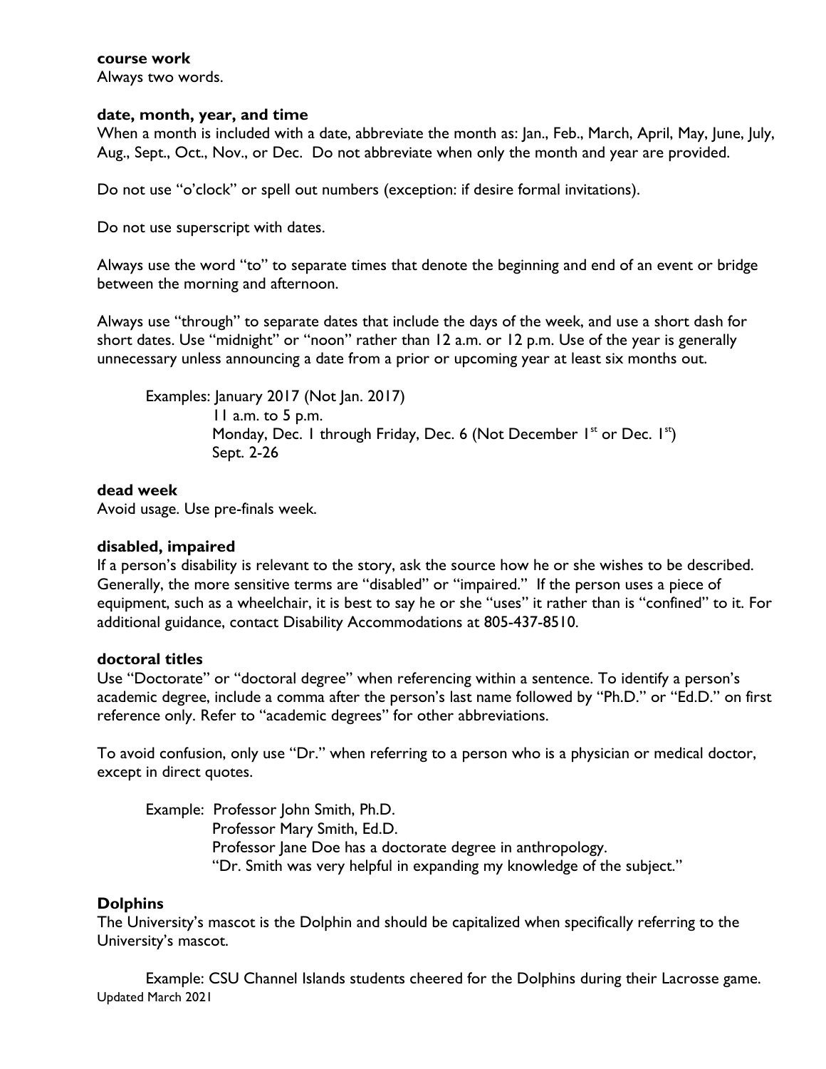**course work**
Always two words.

**date, month, year, and time**
When a month is included with a date, abbreviate the month as: Jan., Feb., March, April, May, June, July, Aug., Sept., Oct., Nov., or Dec. Do not abbreviate when only the month and year are provided.

Do not use "o'clock" or spell out numbers (exception: if desire formal invitations).

Do not use superscript with dates.

Always use the word "to" to separate times that denote the beginning and end of an event or bridge between the morning and afternoon.

Always use "through" to separate dates that include the days of the week, and use a short dash for short dates. Use "midnight" or "noon" rather than 12 a.m. or 12 p.m. Use of the year is generally unnecessary unless announcing a date from a prior or upcoming year at least six months out.

Examples: January 2017 (Not Jan. 2017)
11 a.m. to 5 p.m.
Monday, Dec. 1 through Friday, Dec. 6 (Not December 1st or Dec. 1st)
Sept. 2-26

**dead week**
Avoid usage. Use pre-finals week.

**disabled, impaired**
If a person's disability is relevant to the story, ask the source how he or she wishes to be described. Generally, the more sensitive terms are "disabled" or "impaired." If the person uses a piece of equipment, such as a wheelchair, it is best to say he or she "uses" it rather than is "confined" to it. For additional guidance, contact Disability Accommodations at 805-437-8510.

**doctoral titles**
Use "Doctorate" or "doctoral degree" when referencing within a sentence. To identify a person's academic degree, include a comma after the person's last name followed by "Ph.D." or "Ed.D." on first reference only. Refer to "academic degrees" for other abbreviations.

To avoid confusion, only use "Dr." when referring to a person who is a physician or medical doctor, except in direct quotes.

Example: Professor John Smith, Ph.D.
Professor Mary Smith, Ed.D.
Professor Jane Doe has a doctorate degree in anthropology.
"Dr. Smith was very helpful in expanding my knowledge of the subject."

**Dolphins**
The University's mascot is the Dolphin and should be capitalized when specifically referring to the University's mascot.

Example: CSU Channel Islands students cheered for the Dolphins during their Lacrosse game.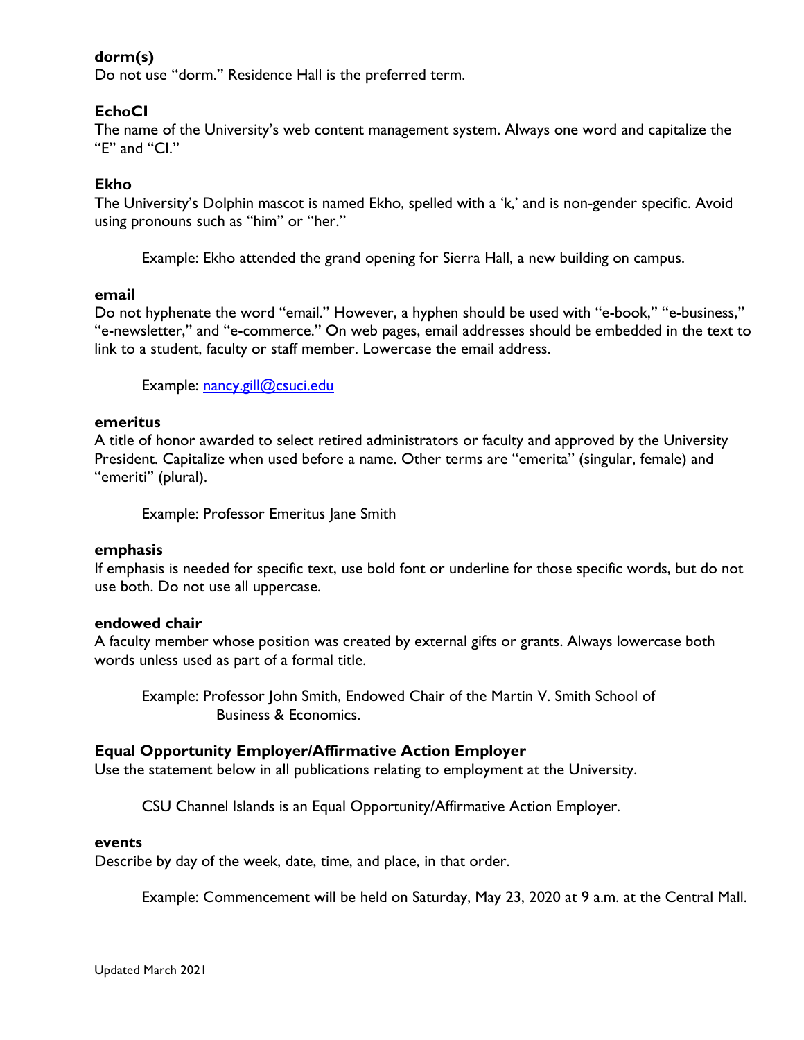**dorm(s)**
Do not use "dorm." Residence Hall is the preferred term.

**EchoCI**
The name of the University's web content management system. Always one word and capitalize the "E" and "CI."

**Ekho**
The University's Dolphin mascot is named Ekho, spelled with a 'k,' and is non-gender specific. Avoid using pronouns such as "him" or "her."

> Example: Ekho attended the grand opening for Sierra Hall, a new building on campus.

**email**
Do not hyphenate the word "email." However, a hyphen should be used with "e-book," "e-business," "e-newsletter," and "e-commerce." On web pages, email addresses should be embedded in the text to link to a student, faculty or staff member. Lowercase the email address.

> Example: nancy.gill@csuci.edu

**emeritus**
A title of honor awarded to select retired administrators or faculty and approved by the University President. Capitalize when used before a name. Other terms are "emerita" (singular, female) and "emeriti" (plural).

> Example: Professor Emeritus Jane Smith

**emphasis**
If emphasis is needed for specific text, use bold font or underline for those specific words, but do not use both. Do not use all uppercase.

**endowed chair**
A faculty member whose position was created by external gifts or grants. Always lowercase both words unless used as part of a formal title.

> Example: Professor John Smith, Endowed Chair of the Martin V. Smith School of Business & Economics.

**Equal Opportunity Employer/Affirmative Action Employer**
Use the statement below in all publications relating to employment at the University.

> CSU Channel Islands is an Equal Opportunity/Affirmative Action Employer.

**events**
Describe by day of the week, date, time, and place, in that order.

> Example: Commencement will be held on Saturday, May 23, 2020 at 9 a.m. at the Central Mall.

Updated March 2021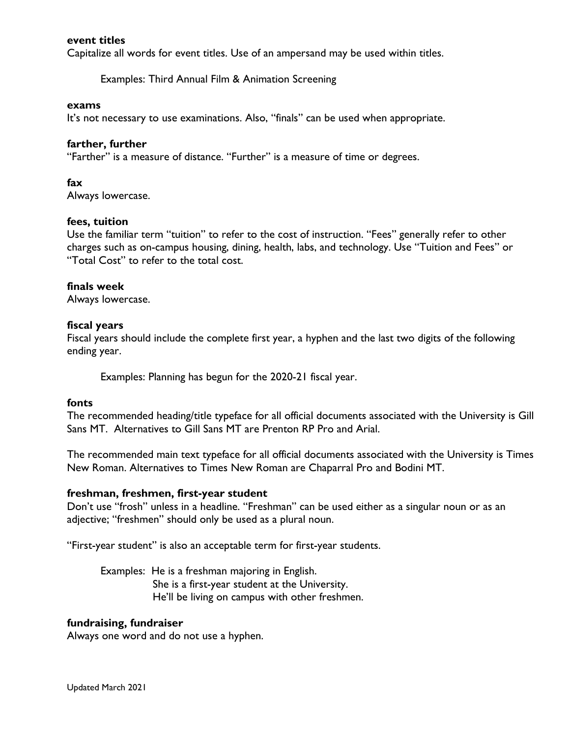**event titles**
Capitalize all words for event titles. Use of an ampersand may be used within titles.

> Examples: Third Annual Film & Animation Screening

**exams**
It's not necessary to use examinations. Also, "finals" can be used when appropriate.

**farther, further**
"Farther" is a measure of distance. "Further" is a measure of time or degrees.

**fax**
Always lowercase.

**fees, tuition**
Use the familiar term "tuition" to refer to the cost of instruction. "Fees" generally refer to other charges such as on-campus housing, dining, health, labs, and technology. Use "Tuition and Fees" or "Total Cost" to refer to the total cost.

**finals week**
Always lowercase.

**fiscal years**
Fiscal years should include the complete first year, a hyphen and the last two digits of the following ending year.

> Examples: Planning has begun for the 2020-21 fiscal year.

**fonts**
The recommended heading/title typeface for all official documents associated with the University is Gill Sans MT. Alternatives to Gill Sans MT are Prenton RP Pro and Arial.

The recommended main text typeface for all official documents associated with the University is Times New Roman. Alternatives to Times New Roman are Chaparral Pro and Bodini MT.

**freshman, freshmen, first-year student**
Don't use "frosh" unless in a headline. "Freshman" can be used either as a singular noun or as an adjective; "freshmen" should only be used as a plural noun.

"First-year student" is also an acceptable term for first-year students.

> Examples: He is a freshman majoring in English.
> She is a first-year student at the University.
> He'll be living on campus with other freshmen.

**fundraising, fundraiser**
Always one word and do not use a hyphen.

Updated March 2021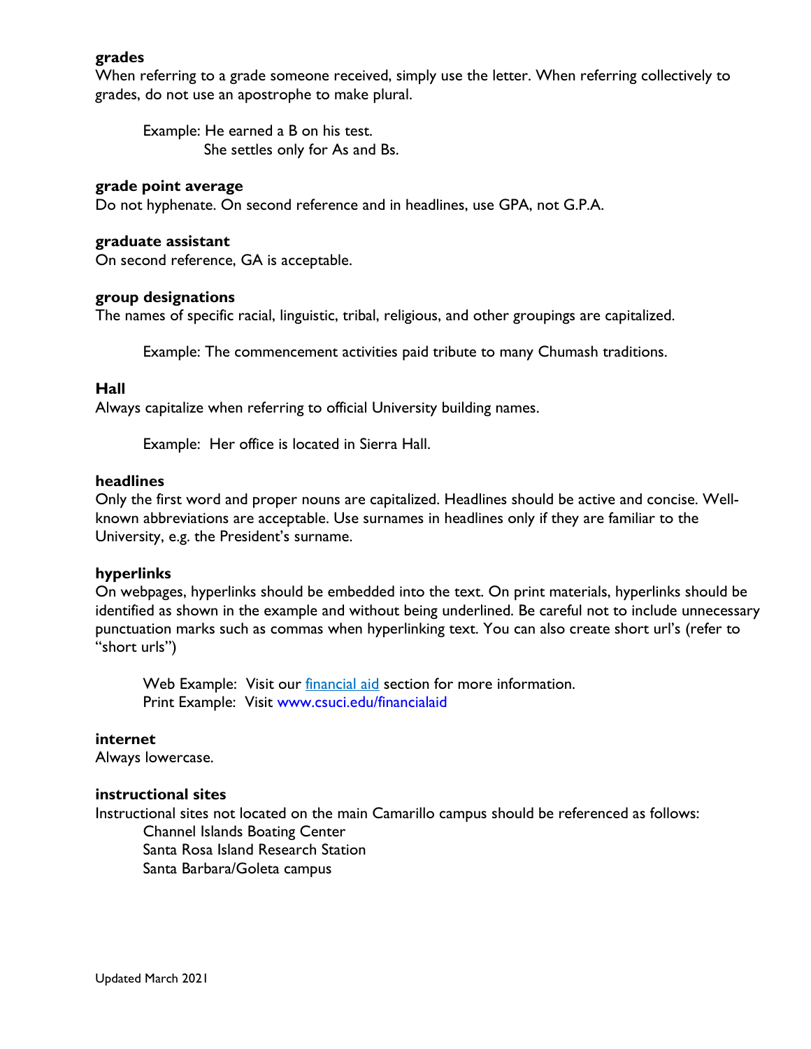**grades**

When referring to a grade someone received, simply use the letter. When referring collectively to grades, do not use an apostrophe to make plural.

> Example: He earned a B on his test.
> She settles only for As and Bs.

**grade point average**

Do not hyphenate. On second reference and in headlines, use GPA, not G.P.A.

**graduate assistant**

On second reference, GA is acceptable.

**group designations**

The names of specific racial, linguistic, tribal, religious, and other groupings are capitalized.

> Example: The commencement activities paid tribute to many Chumash traditions.

**Hall**

Always capitalize when referring to official University building names.

> Example: Her office is located in Sierra Hall.

**headlines**

Only the first word and proper nouns are capitalized. Headlines should be active and concise. Well-known abbreviations are acceptable. Use surnames in headlines only if they are familiar to the University, e.g. the President's surname.

**hyperlinks**

On webpages, hyperlinks should be embedded into the text. On print materials, hyperlinks should be identified as shown in the example and without being underlined. Be careful not to include unnecessary punctuation marks such as commas when hyperlinking text. You can also create short url's (refer to "short urls")

> Web Example: Visit our financial aid section for more information.
> Print Example: Visit www.csuci.edu/financialaid

**internet**

Always lowercase.

**instructional sites**

Instructional sites not located on the main Camarillo campus should be referenced as follows:

> Channel Islands Boating Center
> Santa Rosa Island Research Station
> Santa Barbara/Goleta campus

Updated March 2021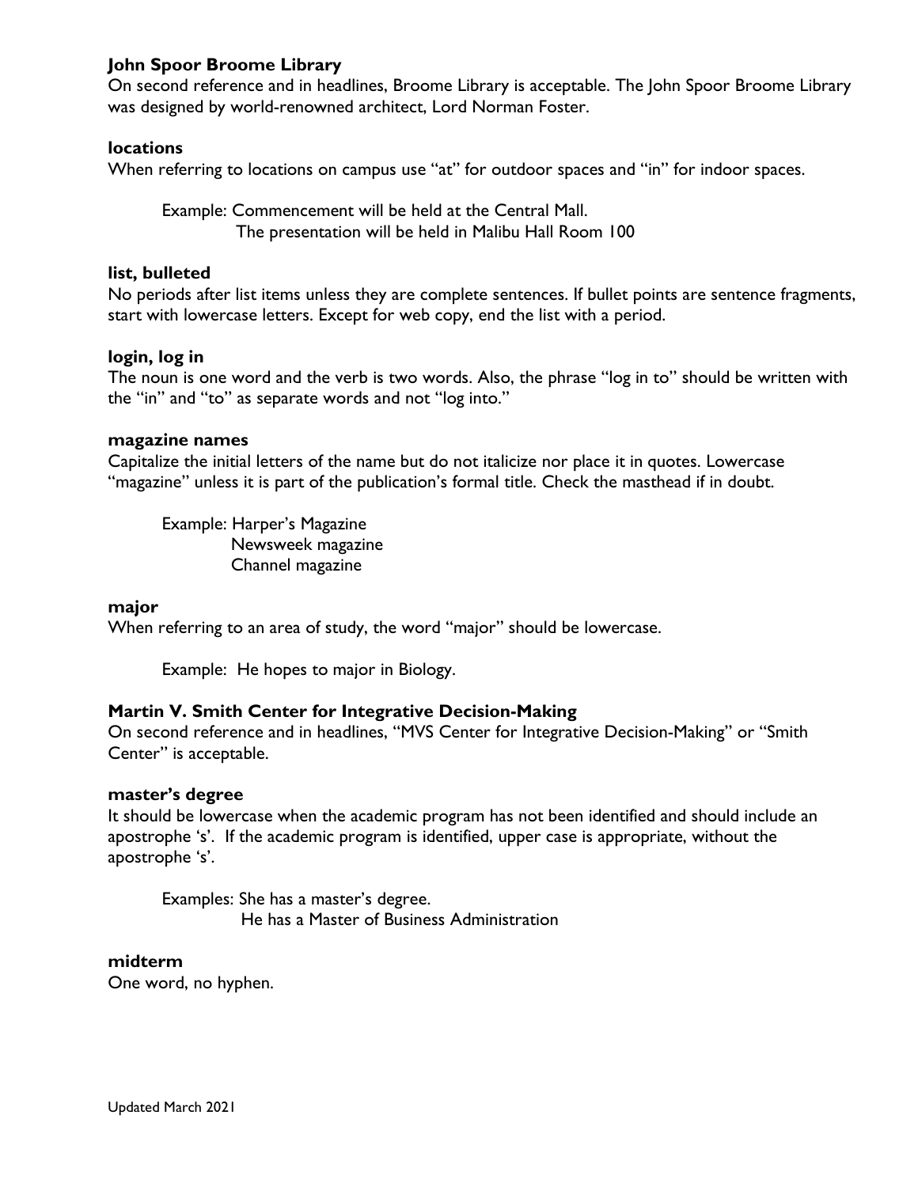**John Spoor Broome Library**

On second reference and in headlines, Broome Library is acceptable. The John Spoor Broome Library was designed by world-renowned architect, Lord Norman Foster.

**locations**

When referring to locations on campus use "at" for outdoor spaces and "in" for indoor spaces.

Example: Commencement will be held at the Central Mall.
The presentation will be held in Malibu Hall Room 100

**list, bulleted**

No periods after list items unless they are complete sentences. If bullet points are sentence fragments, start with lowercase letters. Except for web copy, end the list with a period.

**login, log in**

The noun is one word and the verb is two words. Also, the phrase "log in to" should be written with the "in" and "to" as separate words and not "log into."

**magazine names**

Capitalize the initial letters of the name but do not italicize nor place it in quotes. Lowercase "magazine" unless it is part of the publication's formal title. Check the masthead if in doubt.

Example: Harper's Magazine
Newsweek magazine
Channel magazine

**major**

When referring to an area of study, the word "major" should be lowercase.

Example: He hopes to major in Biology.

**Martin V. Smith Center for Integrative Decision-Making**

On second reference and in headlines, "MVS Center for Integrative Decision-Making" or "Smith Center" is acceptable.

**master's degree**

It should be lowercase when the academic program has not been identified and should include an apostrophe 's'. If the academic program is identified, upper case is appropriate, without the apostrophe 's'.

Examples: She has a master's degree.
He has a Master of Business Administration

**midterm**

One word, no hyphen.

Updated March 2021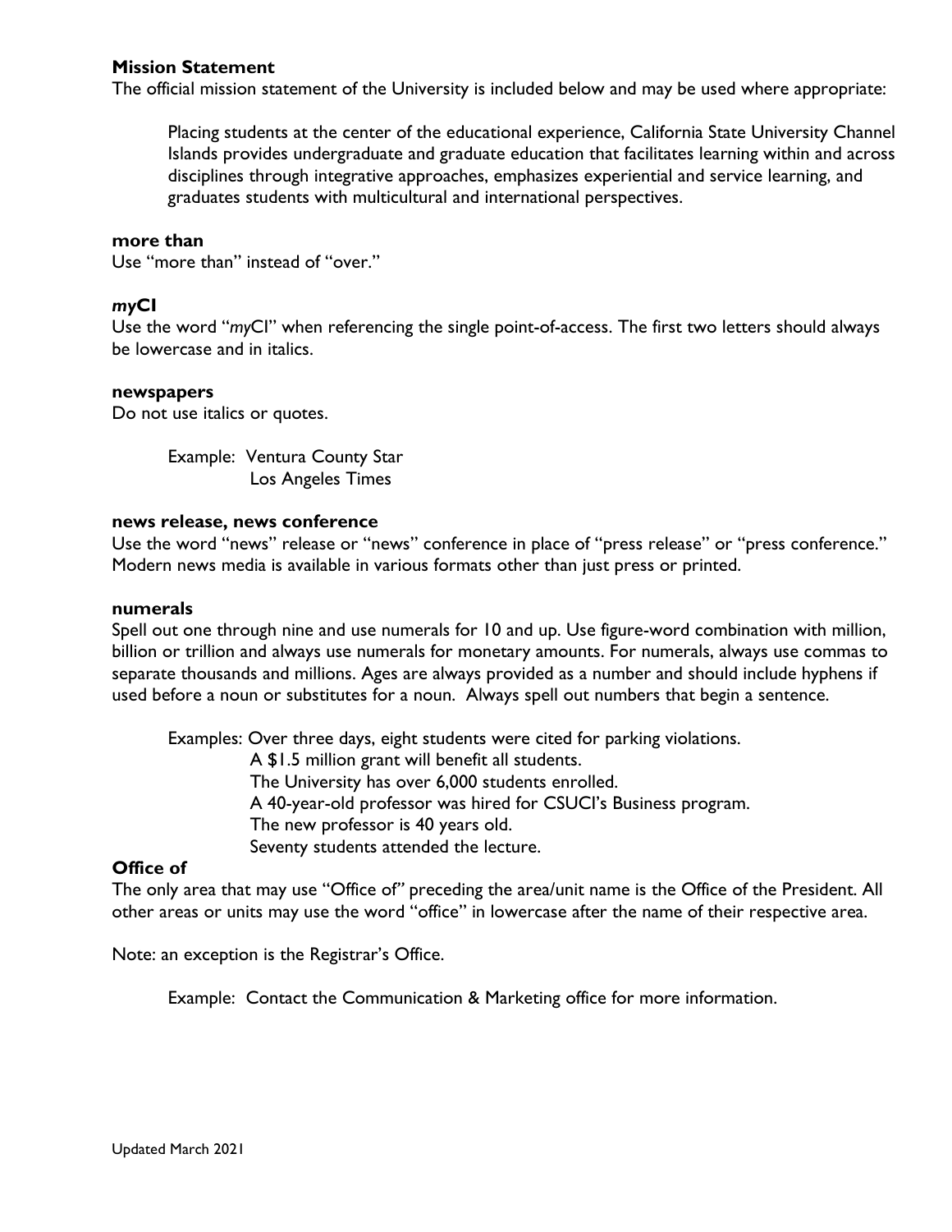**Mission Statement**
The official mission statement of the University is included below and may be used where appropriate:

> Placing students at the center of the educational experience, California State University Channel Islands provides undergraduate and graduate education that facilitates learning within and across disciplines through integrative approaches, emphasizes experiential and service learning, and graduates students with multicultural and international perspectives.

**more than**
Use "more than" instead of "over."

***my*CI**
Use the word "*my*CI" when referencing the single point-of-access. The first two letters should always be lowercase and in italics.

**newspapers**
Do not use italics or quotes.

> Example: Ventura County Star
> Los Angeles Times

**news release, news conference**
Use the word "news" release or "news" conference in place of "press release" or "press conference." Modern news media is available in various formats other than just press or printed.

**numerals**
Spell out one through nine and use numerals for 10 and up. Use figure-word combination with million, billion or trillion and always use numerals for monetary amounts. For numerals, always use commas to separate thousands and millions. Ages are always provided as a number and should include hyphens if used before a noun or substitutes for a noun. Always spell out numbers that begin a sentence.

> Examples: Over three days, eight students were cited for parking violations.
> A $1.5 million grant will benefit all students.
> The University has over 6,000 students enrolled.
> A 40-year-old professor was hired for CSUCI's Business program.
> The new professor is 40 years old.
> Seventy students attended the lecture.

**Office of**
The only area that may use "Office of" preceding the area/unit name is the Office of the President. All other areas or units may use the word "office" in lowercase after the name of their respective area.

Note: an exception is the Registrar's Office.

> Example: Contact the Communication & Marketing office for more information.

Updated March 2021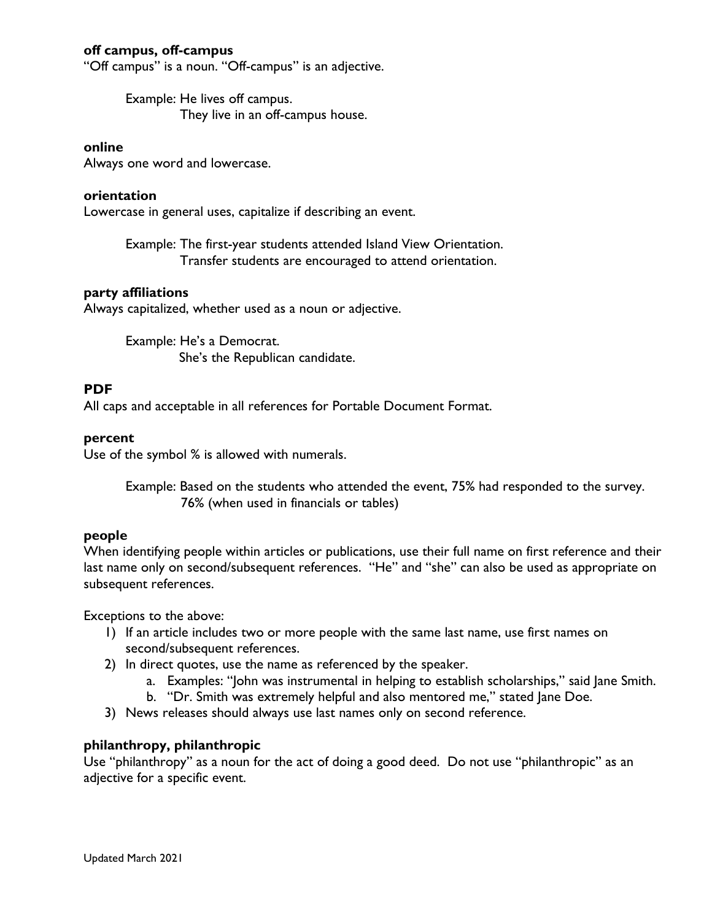**off campus, off-campus**
"Off campus" is a noun. "Off-campus" is an adjective.

> Example: He lives off campus.
> They live in an off-campus house.

**online**
Always one word and lowercase.

**orientation**
Lowercase in general uses, capitalize if describing an event.

> Example: The first-year students attended Island View Orientation.
> Transfer students are encouraged to attend orientation.

**party affiliations**
Always capitalized, whether used as a noun or adjective.

> Example: He's a Democrat.
> She's the Republican candidate.

**PDF**
All caps and acceptable in all references for Portable Document Format.

**percent**
Use of the symbol % is allowed with numerals.

> Example: Based on the students who attended the event, 75% had responded to the survey.
> 76% (when used in financials or tables)

**people**
When identifying people within articles or publications, use their full name on first reference and their last name only on second/subsequent references. "He" and "she" can also be used as appropriate on subsequent references.

Exceptions to the above:

1) If an article includes two or more people with the same last name, use first names on second/subsequent references.
2) In direct quotes, use the name as referenced by the speaker.
   a. Examples: "John was instrumental in helping to establish scholarships," said Jane Smith.
   b. "Dr. Smith was extremely helpful and also mentored me," stated Jane Doe.
3) News releases should always use last names only on second reference.

**philanthropy, philanthropic**
Use "philanthropy" as a noun for the act of doing a good deed. Do not use "philanthropic" as an adjective for a specific event.

Updated March 2021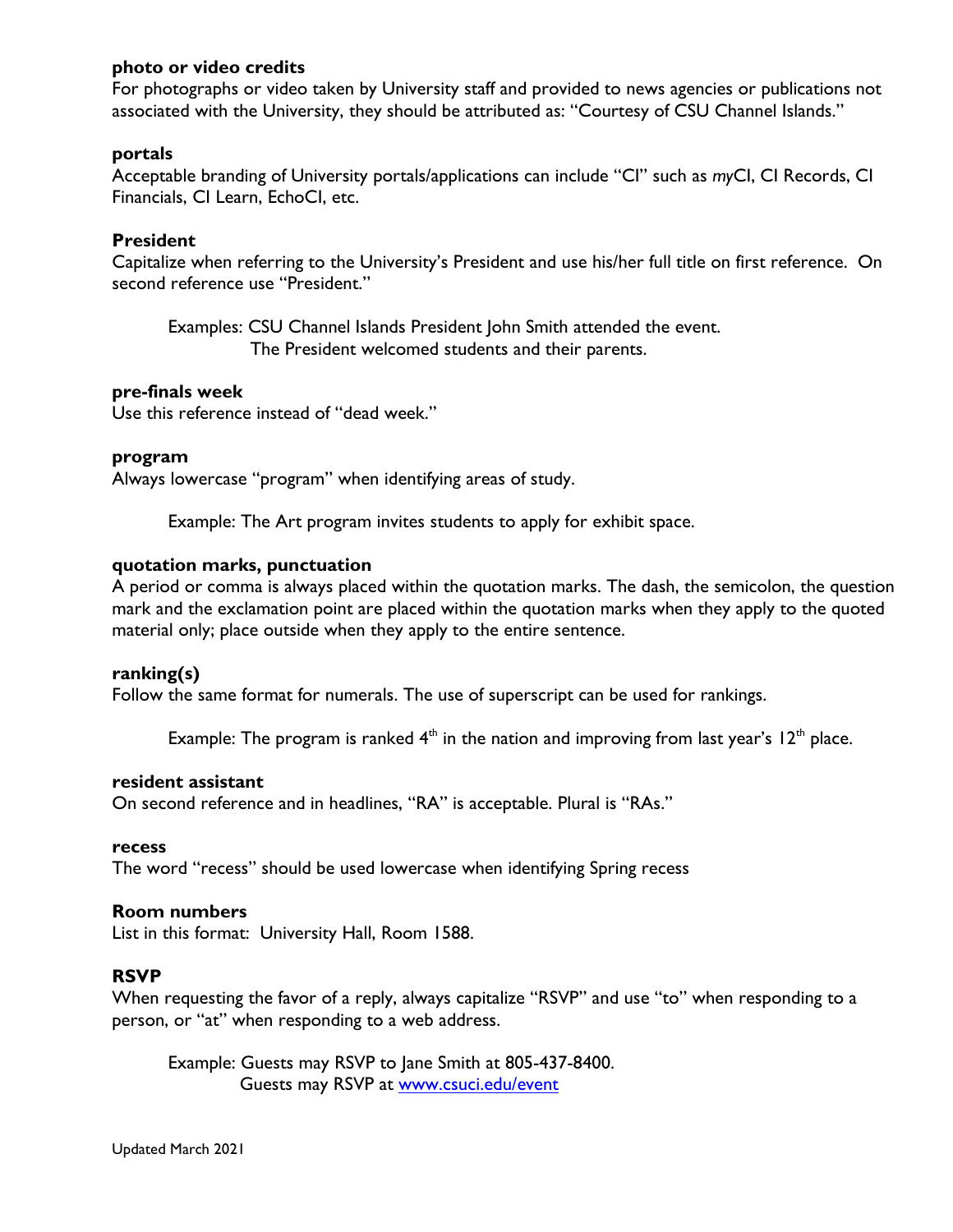**photo or video credits**
For photographs or video taken by University staff and provided to news agencies or publications not associated with the University, they should be attributed as: "Courtesy of CSU Channel Islands."

**portals**
Acceptable branding of University portals/applications can include "CI" such as *my*CI, CI Records, CI Financials, CI Learn, EchoCI, etc.

**President**
Capitalize when referring to the University's President and use his/her full title on first reference. On second reference use "President."

> Examples: CSU Channel Islands President John Smith attended the event.
> The President welcomed students and their parents.

**pre-finals week**
Use this reference instead of "dead week."

**program**
Always lowercase "program" when identifying areas of study.

> Example: The Art program invites students to apply for exhibit space.

**quotation marks, punctuation**
A period or comma is always placed within the quotation marks. The dash, the semicolon, the question mark and the exclamation point are placed within the quotation marks when they apply to the quoted material only; place outside when they apply to the entire sentence.

**ranking(s)**
Follow the same format for numerals. The use of superscript can be used for rankings.

> Example: The program is ranked 4$^{th}$ in the nation and improving from last year's 12$^{th}$ place.

**resident assistant**
On second reference and in headlines, "RA" is acceptable. Plural is "RAs."

**recess**
The word "recess" should be used lowercase when identifying Spring recess

**Room numbers**
List in this format: University Hall, Room 1588.

**RSVP**
When requesting the favor of a reply, always capitalize "RSVP" and use "to" when responding to a person, or "at" when responding to a web address.

> Example: Guests may RSVP to Jane Smith at 805-437-8400.
> Guests may RSVP at www.csuci.edu/event

Updated March 2021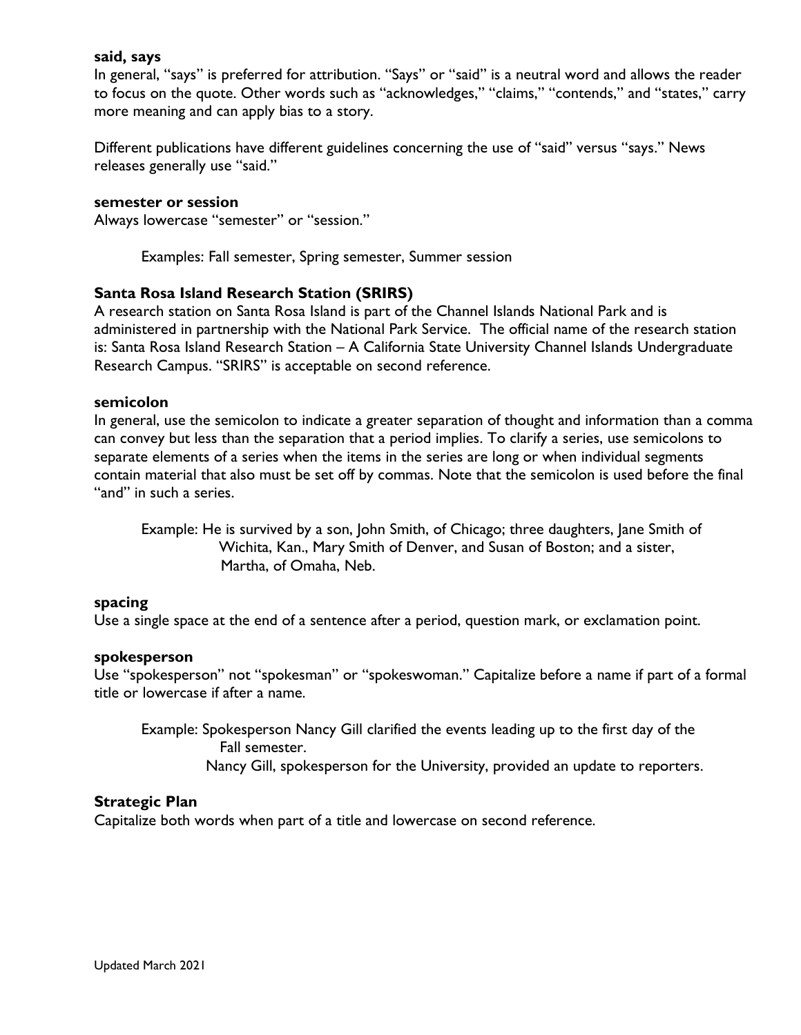**said, says**
In general, "says" is preferred for attribution. "Says" or "said" is a neutral word and allows the reader to focus on the quote. Other words such as "acknowledges," "claims," "contends," and "states," carry more meaning and can apply bias to a story.

Different publications have different guidelines concerning the use of "said" versus "says." News releases generally use "said."

**semester or session**
Always lowercase "semester" or "session."

> Examples: Fall semester, Spring semester, Summer session

**Santa Rosa Island Research Station (SRIRS)**
A research station on Santa Rosa Island is part of the Channel Islands National Park and is administered in partnership with the National Park Service. The official name of the research station is: Santa Rosa Island Research Station – A California State University Channel Islands Undergraduate Research Campus. "SRIRS" is acceptable on second reference.

**semicolon**
In general, use the semicolon to indicate a greater separation of thought and information than a comma can convey but less than the separation that a period implies. To clarify a series, use semicolons to separate elements of a series when the items in the series are long or when individual segments contain material that also must be set off by commas. Note that the semicolon is used before the final "and" in such a series.

> Example: He is survived by a son, John Smith, of Chicago; three daughters, Jane Smith of Wichita, Kan., Mary Smith of Denver, and Susan of Boston; and a sister, Martha, of Omaha, Neb.

**spacing**
Use a single space at the end of a sentence after a period, question mark, or exclamation point.

**spokesperson**
Use "spokesperson" not "spokesman" or "spokeswoman." Capitalize before a name if part of a formal title or lowercase if after a name.

> Example: Spokesperson Nancy Gill clarified the events leading up to the first day of the Fall semester.
>
> Nancy Gill, spokesperson for the University, provided an update to reporters.

**Strategic Plan**
Capitalize both words when part of a title and lowercase on second reference.

Updated March 2021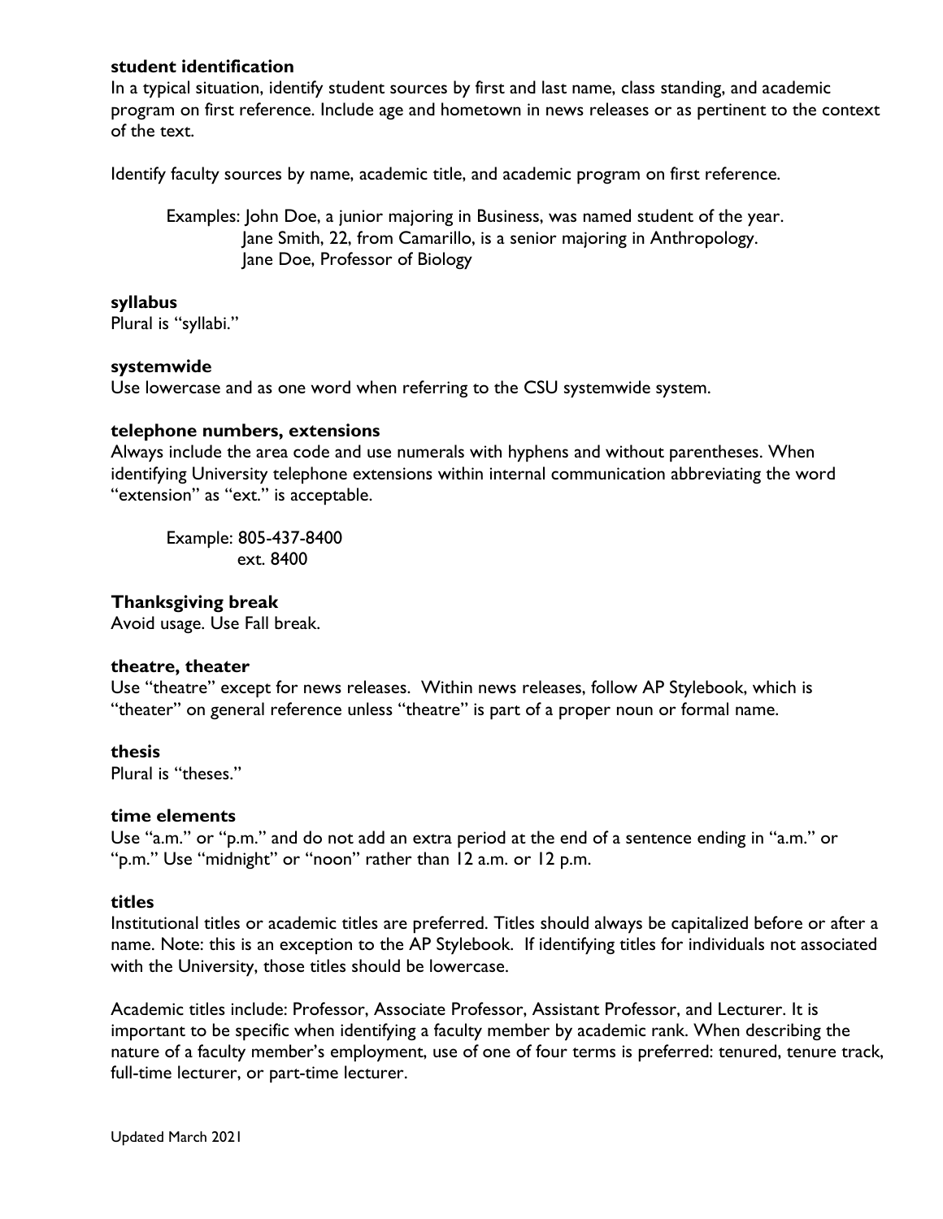**student identification**
In a typical situation, identify student sources by first and last name, class standing, and academic program on first reference. Include age and hometown in news releases or as pertinent to the context of the text.

Identify faculty sources by name, academic title, and academic program on first reference.

Examples: John Doe, a junior majoring in Business, was named student of the year.
Jane Smith, 22, from Camarillo, is a senior majoring in Anthropology.
Jane Doe, Professor of Biology

**syllabus**
Plural is "syllabi."

**systemwide**
Use lowercase and as one word when referring to the CSU systemwide system.

**telephone numbers, extensions**
Always include the area code and use numerals with hyphens and without parentheses. When identifying University telephone extensions within internal communication abbreviating the word "extension" as "ext." is acceptable.

Example: 805-437-8400
ext. 8400

**Thanksgiving break**
Avoid usage. Use Fall break.

**theatre, theater**
Use "theatre" except for news releases. Within news releases, follow AP Stylebook, which is "theater" on general reference unless "theatre" is part of a proper noun or formal name.

**thesis**
Plural is "theses."

**time elements**
Use "a.m." or "p.m." and do not add an extra period at the end of a sentence ending in "a.m." or "p.m." Use "midnight" or "noon" rather than 12 a.m. or 12 p.m.

**titles**
Institutional titles or academic titles are preferred. Titles should always be capitalized before or after a name. Note: this is an exception to the AP Stylebook. If identifying titles for individuals not associated with the University, those titles should be lowercase.

Academic titles include: Professor, Associate Professor, Assistant Professor, and Lecturer. It is important to be specific when identifying a faculty member by academic rank. When describing the nature of a faculty member's employment, use of one of four terms is preferred: tenured, tenure track, full-time lecturer, or part-time lecturer.

Updated March 2021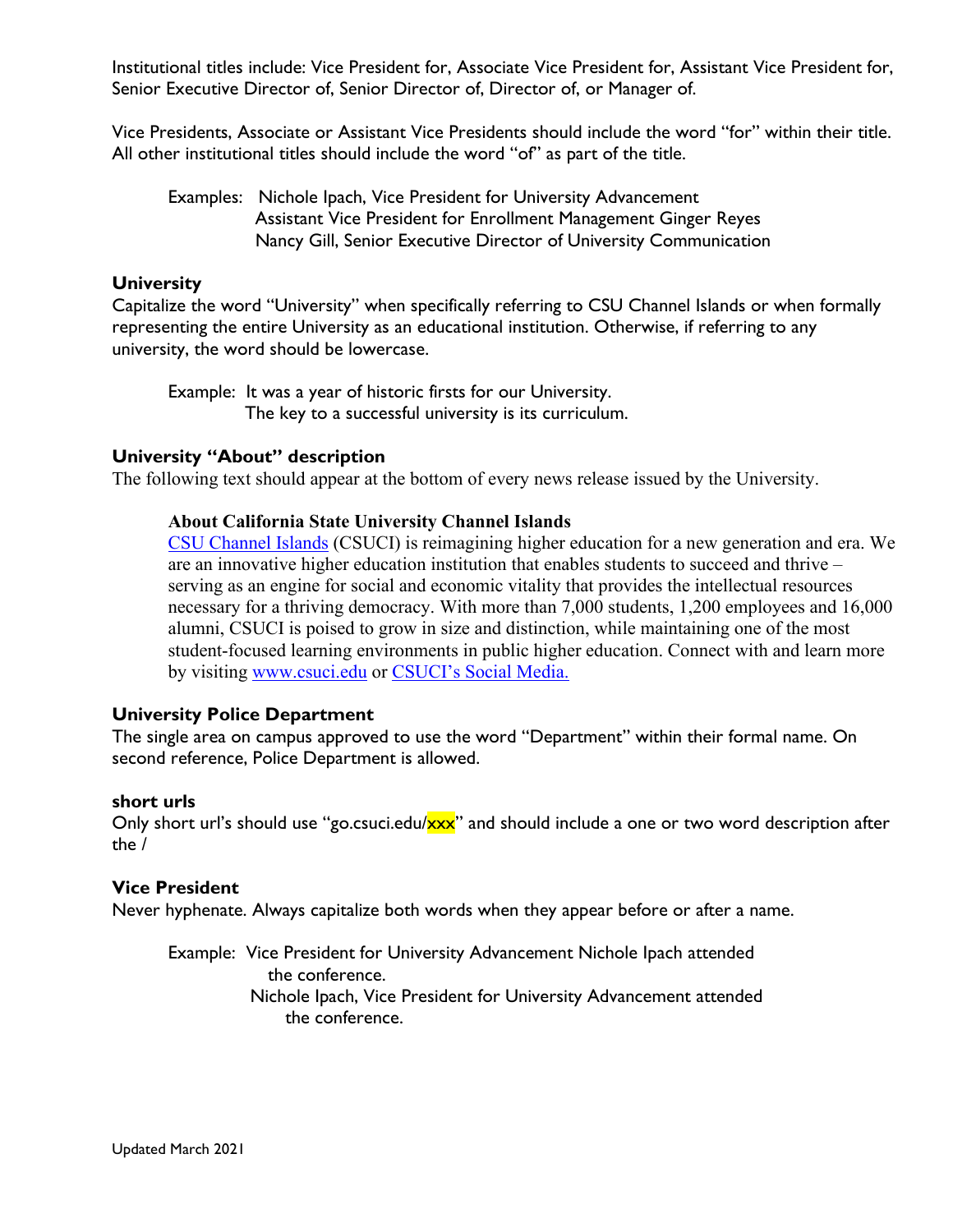Institutional titles include: Vice President for, Associate Vice President for, Assistant Vice President for, Senior Executive Director of, Senior Director of, Director of, or Manager of.

Vice Presidents, Associate or Assistant Vice Presidents should include the word "for" within their title. All other institutional titles should include the word "of" as part of the title.

Examples: Nichole Ipach, Vice President for University Advancement
Assistant Vice President for Enrollment Management Ginger Reyes
Nancy Gill, Senior Executive Director of University Communication

**University**

Capitalize the word "University" when specifically referring to CSU Channel Islands or when formally representing the entire University as an educational institution. Otherwise, if referring to any university, the word should be lowercase.

Example: It was a year of historic firsts for our University.
The key to a successful university is its curriculum.

**University "About" description**

The following text should appear at the bottom of every news release issued by the University.

**About California State University Channel Islands**
CSU Channel Islands (CSUCI) is reimagining higher education for a new generation and era. We are an innovative higher education institution that enables students to succeed and thrive – serving as an engine for social and economic vitality that provides the intellectual resources necessary for a thriving democracy. With more than 7,000 students, 1,200 employees and 16,000 alumni, CSUCI is poised to grow in size and distinction, while maintaining one of the most student-focused learning environments in public higher education. Connect with and learn more by visiting www.csuci.edu or CSUCI's Social Media.

**University Police Department**

The single area on campus approved to use the word "Department" within their formal name. On second reference, Police Department is allowed.

**short urls**

Only short url's should use "go.csuci.edu/xxx" and should include a one or two word description after the /

**Vice President**

Never hyphenate. Always capitalize both words when they appear before or after a name.

Example: Vice President for University Advancement Nichole Ipach attended the conference.
Nichole Ipach, Vice President for University Advancement attended the conference.

Updated March 2021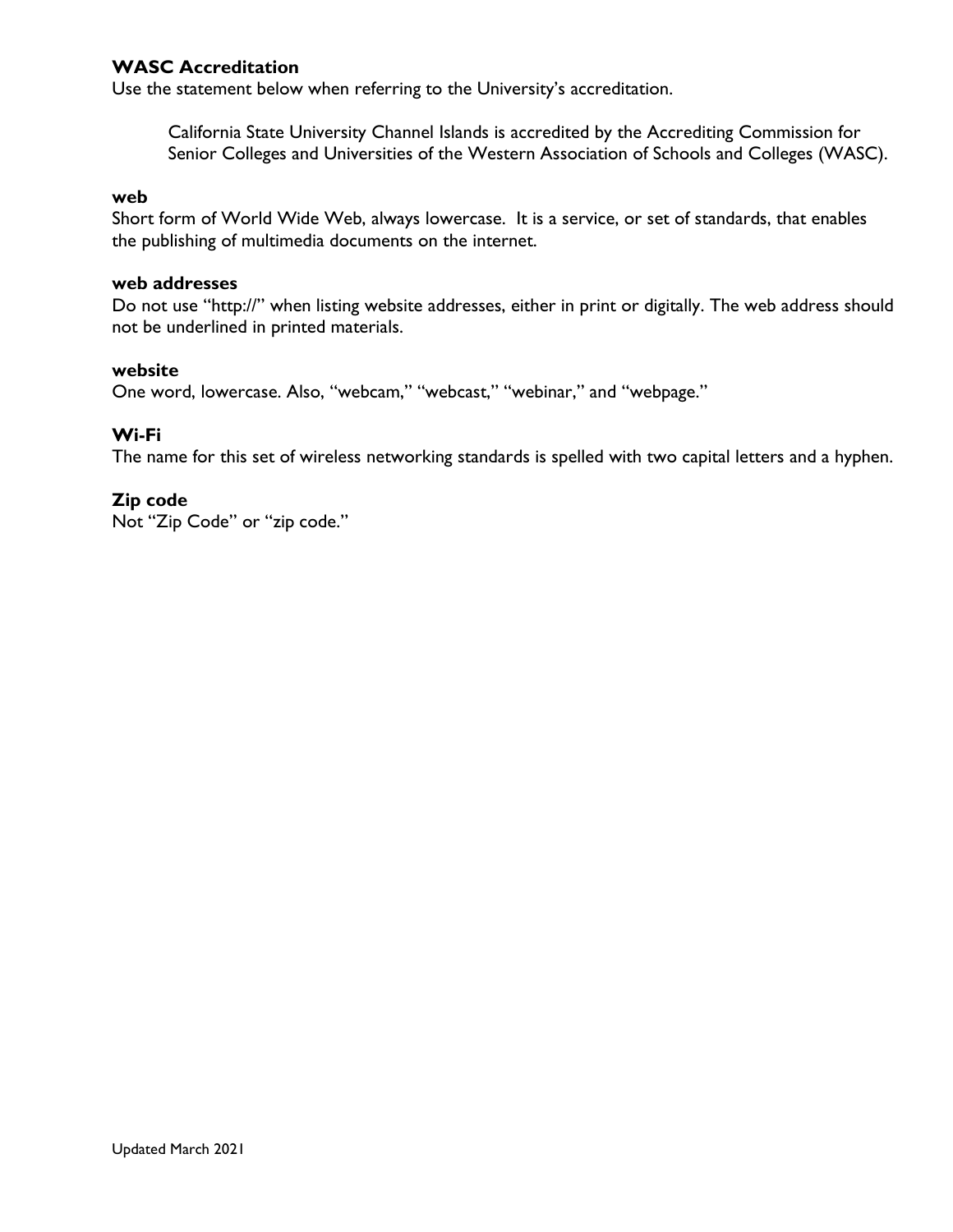**WASC Accreditation**
Use the statement below when referring to the University's accreditation.

> California State University Channel Islands is accredited by the Accrediting Commission for Senior Colleges and Universities of the Western Association of Schools and Colleges (WASC).

**web**
Short form of World Wide Web, always lowercase. It is a service, or set of standards, that enables the publishing of multimedia documents on the internet.

**web addresses**
Do not use "http://" when listing website addresses, either in print or digitally. The web address should not be underlined in printed materials.

**website**
One word, lowercase. Also, "webcam," "webcast," "webinar," and "webpage."

**Wi-Fi**
The name for this set of wireless networking standards is spelled with two capital letters and a hyphen.

**Zip code**
Not "Zip Code" or "zip code."

Updated March 2021